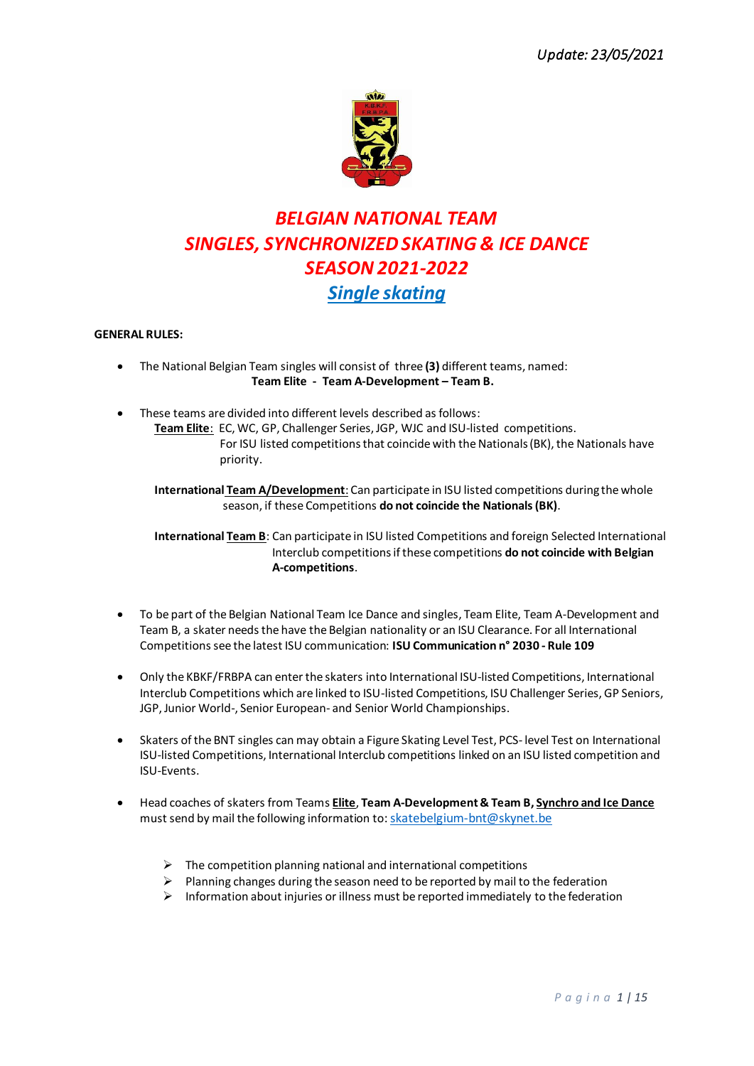*Update: 23/05/2021*

# *BELGIAN NATIONAL TEAM*
# *SINGLES, SYNCHRONIZED SKATING & ICE DANCE*
# *SEASON 2021-2022*
## ***Single skating***

**GENERAL RULES:**

- The National Belgian Team singles will consist of three **(3)** different teams, named:
  **Team Elite - Team A-Development – Team B.**

- These teams are divided into different levels described as follows:

  **Team Elite**: EC, WC, GP, Challenger Series, JGP, WJC and ISU-listed competitions.
  For ISU listed competitions that coincide with the Nationals (BK), the Nationals have priority.

  **International Team A/Development**: Can participate in ISU listed competitions during the whole season, if these Competitions **do not coincide the Nationals (BK)**.

  **International Team B**: Can participate in ISU listed Competitions and foreign Selected International Interclub competitions if these competitions **do not coincide with Belgian A-competitions**.

- To be part of the Belgian National Team Ice Dance and singles, Team Elite, Team A-Development and Team B, a skater needs the have the Belgian nationality or an ISU Clearance. For all International Competitions see the latest ISU communication: **ISU Communication n° 2030 - Rule 109**

- Only the KBKF/FRBPA can enter the skaters into International ISU-listed Competitions, International Interclub Competitions which are linked to ISU-listed Competitions, ISU Challenger Series, GP Seniors, JGP, Junior World-, Senior European- and Senior World Championships.

- Skaters of the BNT singles can may obtain a Figure Skating Level Test, PCS- level Test on International ISU-listed Competitions, International Interclub competitions linked on an ISU listed competition and ISU-Events.

- Head coaches of skaters from Teams **Elite**, **Team A-Development & Team B**, **Synchro and Ice Dance** must send by mail the following information to: skatebelgium-bnt@skynet.be

  - The competition planning national and international competitions
  - Planning changes during the season need to be reported by mail to the federation
  - Information about injuries or illness must be reported immediately to the federation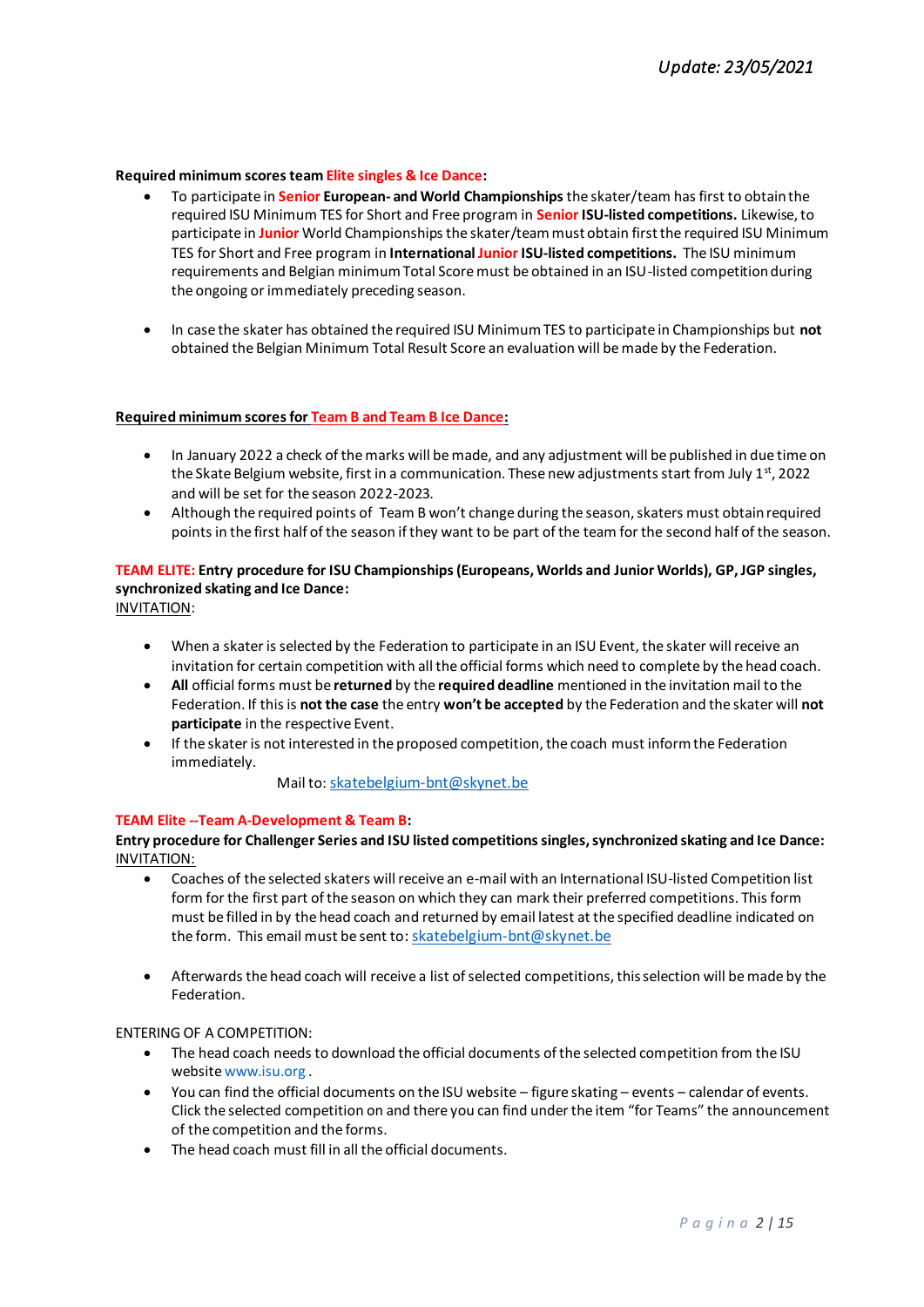*Update: 23/05/2021*

**Required minimum scores team Elite singles & Ice Dance:**

- To participate in **Senior European- and World Championships** the skater/team has first to obtain the required ISU Minimum TES for Short and Free program in **Senior ISU-listed competitions.** Likewise, to participate in **Junior** World Championships the skater/team must obtain first the required ISU Minimum TES for Short and Free program in **International Junior ISU-listed competitions.** The ISU minimum requirements and Belgian minimum Total Score must be obtained in an ISU-listed competition during the ongoing or immediately preceding season.

- In case the skater has obtained the required ISU Minimum TES to participate in Championships but **not** obtained the Belgian Minimum Total Result Score an evaluation will be made by the Federation.

**Required minimum scores for Team B and Team B Ice Dance:**

- In January 2022 a check of the marks will be made, and any adjustment will be published in due time on the Skate Belgium website, first in a communication. These new adjustments start from July 1st, 2022 and will be set for the season 2022-2023.
- Although the required points of Team B won't change during the season, skaters must obtain required points in the first half of the season if they want to be part of the team for the second half of the season.

**TEAM ELITE: Entry procedure for ISU Championships (Europeans, Worlds and Junior Worlds), GP, JGP singles, synchronized skating and Ice Dance:**

INVITATION:

- When a skater is selected by the Federation to participate in an ISU Event, the skater will receive an invitation for certain competition with all the official forms which need to complete by the head coach.
- **All** official forms must be **returned** by the **required deadline** mentioned in the invitation mail to the Federation. If this is **not the case** the entry **won't be accepted** by the Federation and the skater will **not participate** in the respective Event.
- If the skater is not interested in the proposed competition, the coach must inform the Federation immediately.

  Mail to: skatebelgium-bnt@skynet.be

**TEAM Elite --Team A-Development & Team B:**

**Entry procedure for Challenger Series and ISU listed competitions singles, synchronized skating and Ice Dance:**

INVITATION:

- Coaches of the selected skaters will receive an e-mail with an International ISU-listed Competition list form for the first part of the season on which they can mark their preferred competitions. This form must be filled in by the head coach and returned by email latest at the specified deadline indicated on the form. This email must be sent to: skatebelgium-bnt@skynet.be

- Afterwards the head coach will receive a list of selected competitions, this selection will be made by the Federation.

ENTERING OF A COMPETITION:

- The head coach needs to download the official documents of the selected competition from the ISU website www.isu.org .
- You can find the official documents on the ISU website – figure skating – events – calendar of events. Click the selected competition on and there you can find under the item "for Teams" the announcement of the competition and the forms.
- The head coach must fill in all the official documents.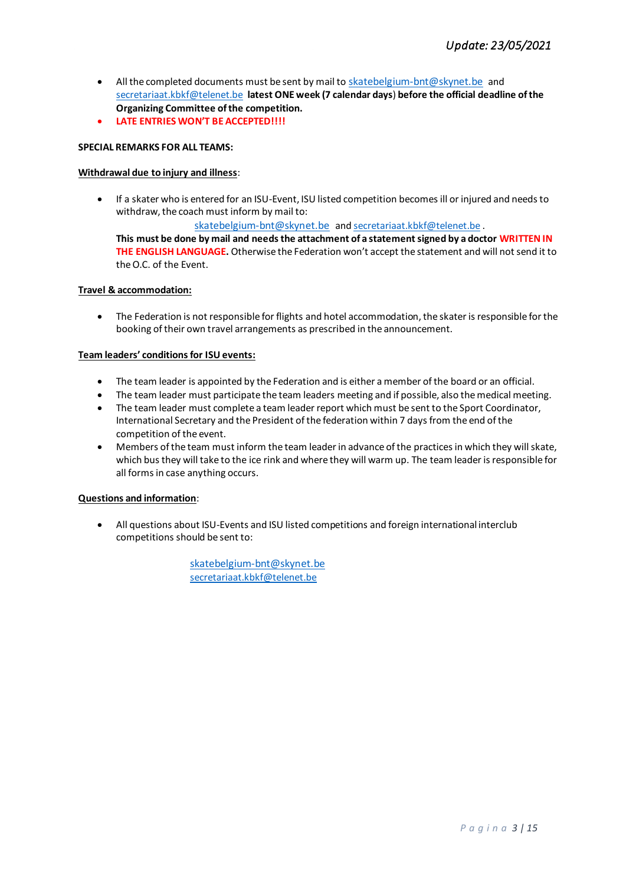*Update: 23/05/2021*

- All the completed documents must be sent by mail to skatebelgium-bnt@skynet.be and secretariaat.kbkf@telenet.be **latest ONE week (7 calendar days) before the official deadline of the Organizing Committee of the competition.**
- **LATE ENTRIES WON'T BE ACCEPTED!!!!**

**SPECIAL REMARKS FOR ALL TEAMS:**

**Withdrawal due to injury and illness**:

- If a skater who is entered for an ISU-Event, ISU listed competition becomes ill or injured and needs to withdraw, the coach must inform by mail to:
  skatebelgium-bnt@skynet.be and secretariaat.kbkf@telenet.be .
  **This must be done by mail and needs the attachment of a statement signed by a doctor WRITTEN IN THE ENGLISH LANGUAGE.** Otherwise the Federation won't accept the statement and will not send it to the O.C. of the Event.

**Travel & accommodation:**

- The Federation is not responsible for flights and hotel accommodation, the skater is responsible for the booking of their own travel arrangements as prescribed in the announcement.

**Team leaders' conditions for ISU events:**

- The team leader is appointed by the Federation and is either a member of the board or an official.
- The team leader must participate the team leaders meeting and if possible, also the medical meeting.
- The team leader must complete a team leader report which must be sent to the Sport Coordinator, International Secretary and the President of the federation within 7 days from the end of the competition of the event.
- Members of the team must inform the team leader in advance of the practices in which they will skate, which bus they will take to the ice rink and where they will warm up. The team leader is responsible for all forms in case anything occurs.

**Questions and information**:

- All questions about ISU-Events and ISU listed competitions and foreign international interclub competitions should be sent to:

  skatebelgium-bnt@skynet.be
  secretariaat.kbkf@telenet.be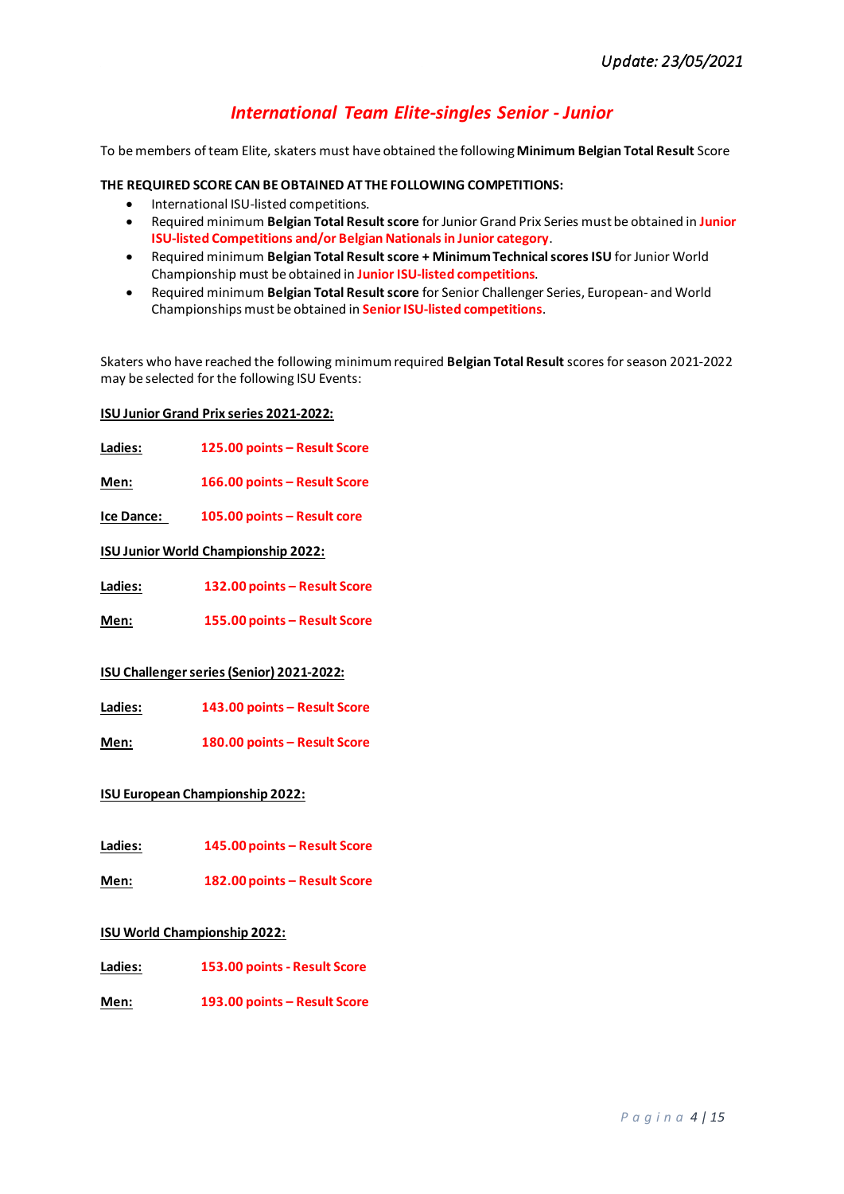*Update: 23/05/2021*

## *International Team Elite-singles Senior - Junior*

To be members of team Elite, skaters must have obtained the following **Minimum Belgian Total Result** Score

**THE REQUIRED SCORE CAN BE OBTAINED AT THE FOLLOWING COMPETITIONS:**

- International ISU-listed competitions.
- Required minimum **Belgian Total Result score** for Junior Grand Prix Series must be obtained in **Junior ISU-listed Competitions and/or Belgian Nationals in Junior category**.
- Required minimum **Belgian Total Result score + Minimum Technical scores ISU** for Junior World Championship must be obtained in **Junior ISU-listed competitions**.
- Required minimum **Belgian Total Result score** for Senior Challenger Series, European- and World Championships must be obtained in **Senior ISU-listed competitions**.

Skaters who have reached the following minimum required **Belgian Total Result** scores for season 2021-2022 may be selected for the following ISU Events:

**ISU Junior Grand Prix series 2021-2022:**

**Ladies:** **125.00 points – Result Score**

**Men:** **166.00 points – Result Score**

**Ice Dance:** **105.00 points – Result core**

**ISU Junior World Championship 2022:**

**Ladies:** **132.00 points – Result Score**

**Men:** **155.00 points – Result Score**

**ISU Challenger series (Senior) 2021-2022:**

**Ladies:** **143.00 points – Result Score**

**Men:** **180.00 points – Result Score**

**ISU European Championship 2022:**

**Ladies:** **145.00 points – Result Score**

**Men:** **182.00 points – Result Score**

**ISU World Championship 2022:**

**Ladies:** **153.00 points - Result Score**

**Men:** **193.00 points – Result Score**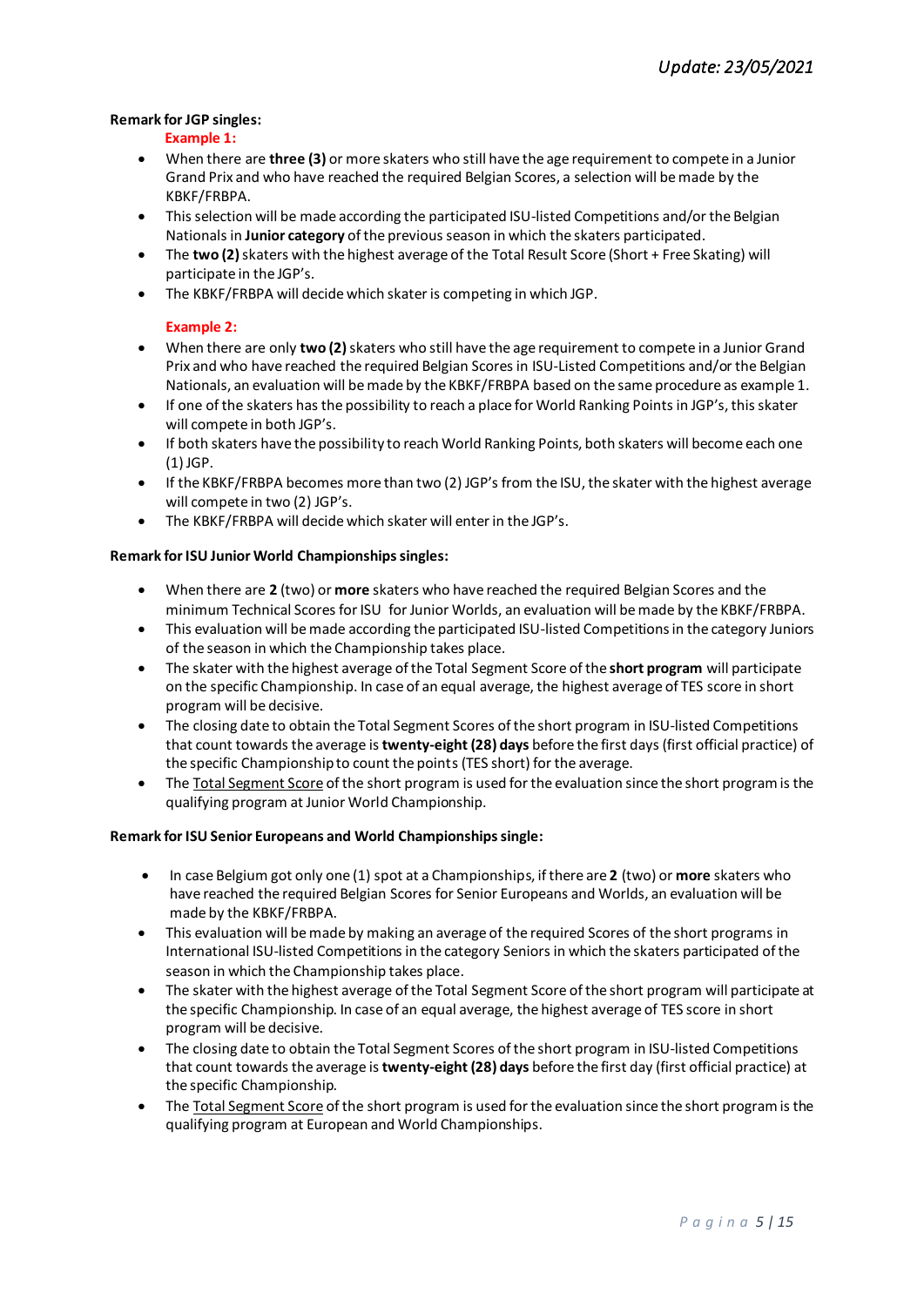*Update: 23/05/2021*

**Remark for JGP singles:**

**Example 1:**

- When there are **three (3)** or more skaters who still have the age requirement to compete in a Junior Grand Prix and who have reached the required Belgian Scores, a selection will be made by the KBKF/FRBPA.
- This selection will be made according the participated ISU-listed Competitions and/or the Belgian Nationals in **Junior category** of the previous season in which the skaters participated.
- The **two (2)** skaters with the highest average of the Total Result Score (Short + Free Skating) will participate in the JGP's.
- The KBKF/FRBPA will decide which skater is competing in which JGP.

**Example 2:**

- When there are only **two (2)** skaters who still have the age requirement to compete in a Junior Grand Prix and who have reached the required Belgian Scores in ISU-Listed Competitions and/or the Belgian Nationals, an evaluation will be made by the KBKF/FRBPA based on the same procedure as example 1.
- If one of the skaters has the possibility to reach a place for World Ranking Points in JGP's, this skater will compete in both JGP's.
- If both skaters have the possibility to reach World Ranking Points, both skaters will become each one (1) JGP.
- If the KBKF/FRBPA becomes more than two (2) JGP's from the ISU, the skater with the highest average will compete in two (2) JGP's.
- The KBKF/FRBPA will decide which skater will enter in the JGP's.

**Remark for ISU Junior World Championships singles:**

- When there are **2** (two) or **more** skaters who have reached the required Belgian Scores and the minimum Technical Scores for ISU for Junior Worlds, an evaluation will be made by the KBKF/FRBPA.
- This evaluation will be made according the participated ISU-listed Competitions in the category Juniors of the season in which the Championship takes place.
- The skater with the highest average of the Total Segment Score of the **short program** will participate on the specific Championship. In case of an equal average, the highest average of TES score in short program will be decisive.
- The closing date to obtain the Total Segment Scores of the short program in ISU-listed Competitions that count towards the average is **twenty-eight (28) days** before the first days (first official practice) of the specific Championship to count the points (TES short) for the average.
- The Total Segment Score of the short program is used for the evaluation since the short program is the qualifying program at Junior World Championship.

**Remark for ISU Senior Europeans and World Championships single:**

- In case Belgium got only one (1) spot at a Championships, if there are **2** (two) or **more** skaters who have reached the required Belgian Scores for Senior Europeans and Worlds, an evaluation will be made by the KBKF/FRBPA.
- This evaluation will be made by making an average of the required Scores of the short programs in International ISU-listed Competitions in the category Seniors in which the skaters participated of the season in which the Championship takes place.
- The skater with the highest average of the Total Segment Score of the short program will participate at the specific Championship. In case of an equal average, the highest average of TES score in short program will be decisive.
- The closing date to obtain the Total Segment Scores of the short program in ISU-listed Competitions that count towards the average is **twenty-eight (28) days** before the first day (first official practice) at the specific Championship.
- The Total Segment Score of the short program is used for the evaluation since the short program is the qualifying program at European and World Championships.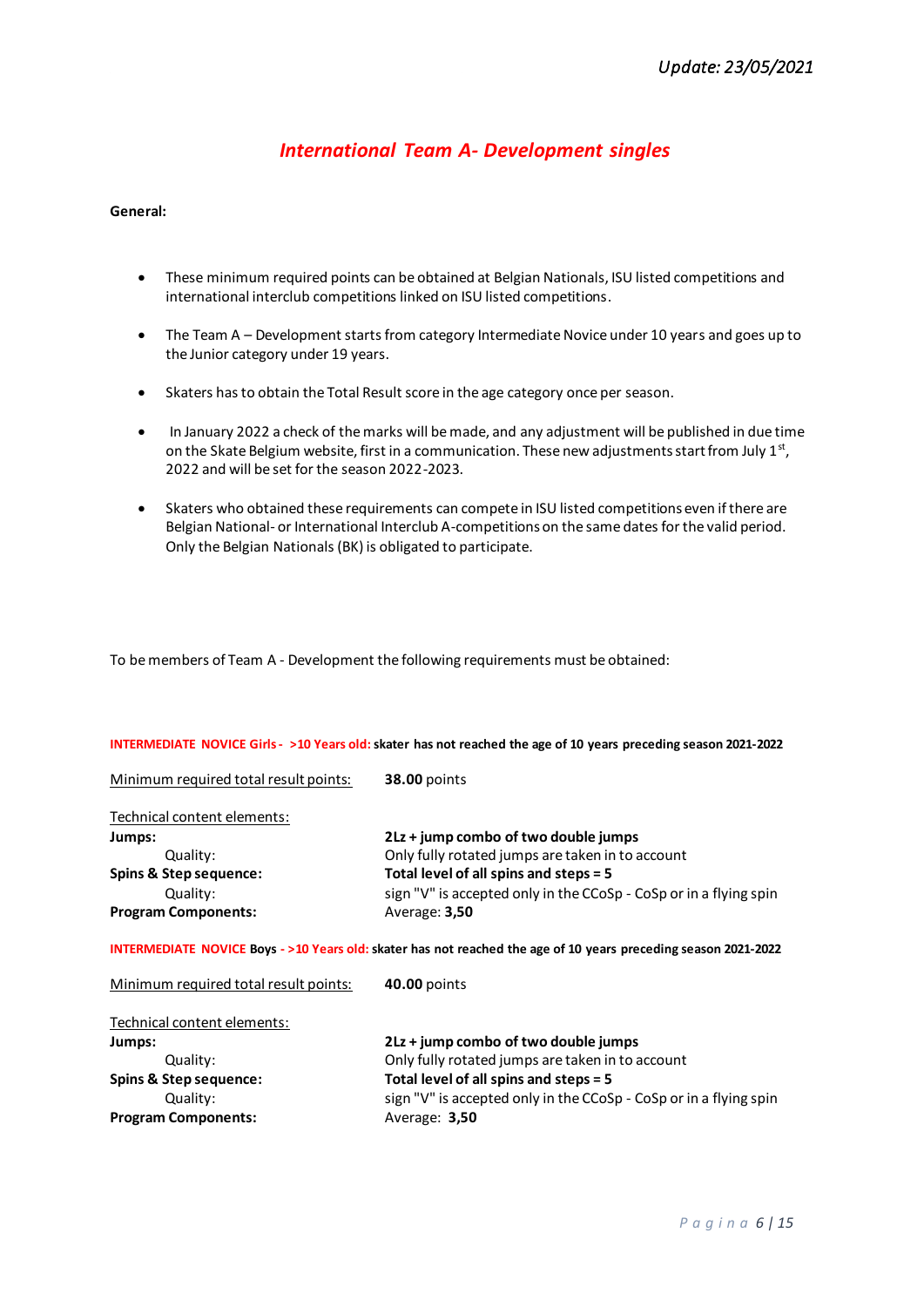*Update: 23/05/2021*

## *International Team A- Development singles*

**General:**

- These minimum required points can be obtained at Belgian Nationals, ISU listed competitions and international interclub competitions linked on ISU listed competitions.
- The Team A – Development starts from category Intermediate Novice under 10 years and goes up to the Junior category under 19 years.
- Skaters has to obtain the Total Result score in the age category once per season.
- In January 2022 a check of the marks will be made, and any adjustment will be published in due time on the Skate Belgium website, first in a communication. These new adjustments start from July 1st, 2022 and will be set for the season 2022-2023.
- Skaters who obtained these requirements can compete in ISU listed competitions even if there are Belgian National- or International Interclub A-competitions on the same dates for the valid period. Only the Belgian Nationals (BK) is obligated to participate.

To be members of Team A - Development the following requirements must be obtained:

**INTERMEDIATE NOVICE Girls - >10 Years old: skater has not reached the age of 10 years preceding season 2021-2022**

Minimum required total result points: **38.00** points

Technical content elements:

**Jumps:** **2Lz + jump combo of two double jumps**
Quality: Only fully rotated jumps are taken in to account
**Spins & Step sequence:** **Total level of all spins and steps = 5**
Quality: sign "V" is accepted only in the CCoSp - CoSp or in a flying spin
**Program Components:** Average: **3,50**

**INTERMEDIATE NOVICE Boys - >10 Years old: skater has not reached the age of 10 years preceding season 2021-2022**

Minimum required total result points: **40.00** points

Technical content elements:

**Jumps:** **2Lz + jump combo of two double jumps**
Quality: Only fully rotated jumps are taken in to account
**Spins & Step sequence:** **Total level of all spins and steps = 5**
Quality: sign "V" is accepted only in the CCoSp - CoSp or in a flying spin
**Program Components:** Average: **3,50**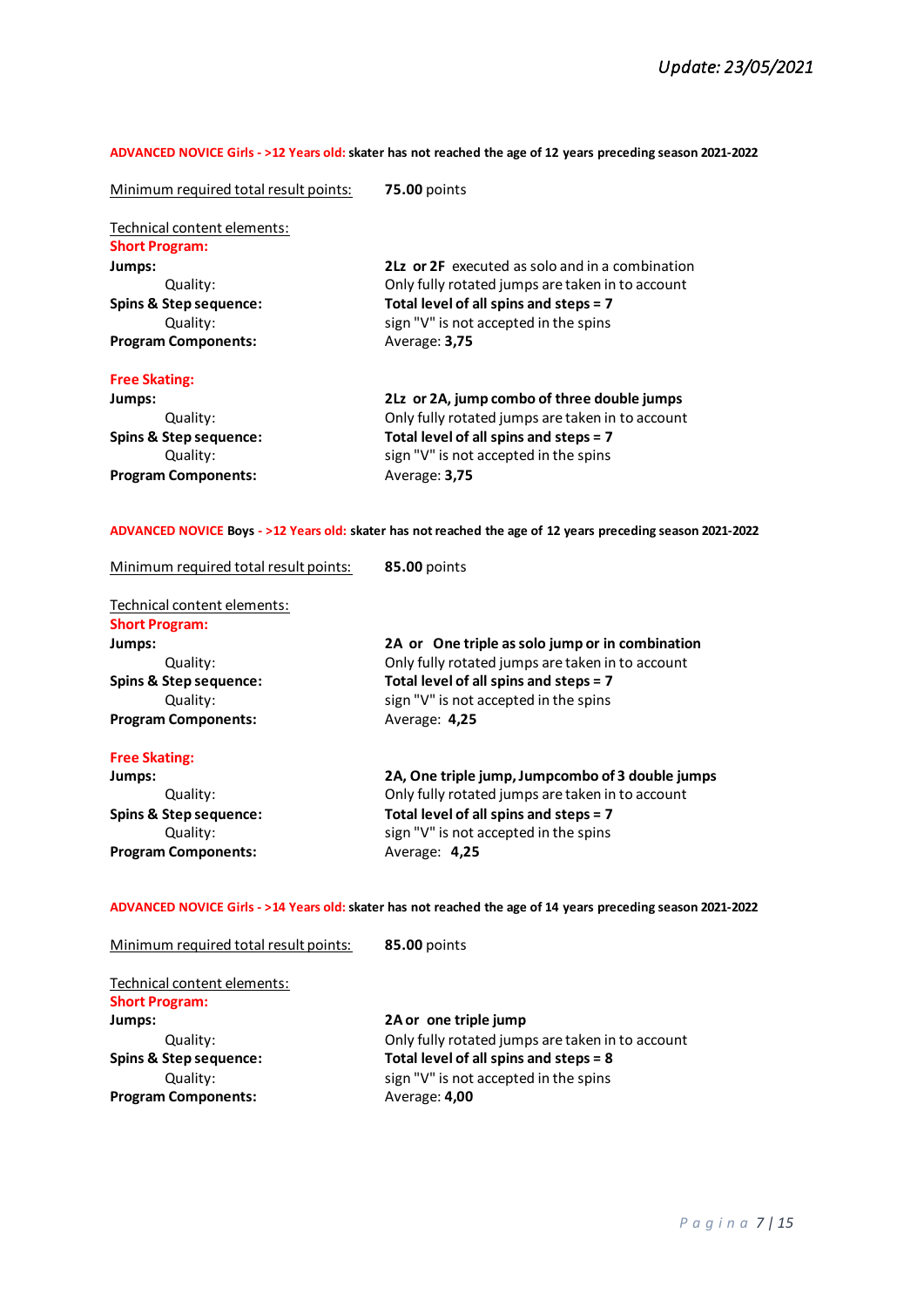*Update: 23/05/2021*

**ADVANCED NOVICE Girls - >12 Years old: skater has not reached the age of 12 years preceding season 2021-2022**

Minimum required total result points: **75.00** points

Technical content elements:

**Short Program:**

| | |
|---|---|
| **Jumps:** | **2Lz or 2F** executed as solo and in a combination |
| Quality: | Only fully rotated jumps are taken in to account |
| **Spins & Step sequence:** | **Total level of all spins and steps = 7** |
| Quality: | sign "V" is not accepted in the spins |
| **Program Components:** | Average: **3,75** |

**Free Skating:**

| | |
|---|---|
| **Jumps:** | **2Lz or 2A, jump combo of three double jumps** |
| Quality: | Only fully rotated jumps are taken in to account |
| **Spins & Step sequence:** | **Total level of all spins and steps = 7** |
| Quality: | sign "V" is not accepted in the spins |
| **Program Components:** | Average: **3,75** |

**ADVANCED NOVICE Boys - >12 Years old: skater has not reached the age of 12 years preceding season 2021-2022**

Minimum required total result points: **85.00** points

Technical content elements:

**Short Program:**

| | |
|---|---|
| **Jumps:** | **2A or One triple as solo jump or in combination** |
| Quality: | Only fully rotated jumps are taken in to account |
| **Spins & Step sequence:** | **Total level of all spins and steps = 7** |
| Quality: | sign "V" is not accepted in the spins |
| **Program Components:** | Average: **4,25** |

**Free Skating:**

| | |
|---|---|
| **Jumps:** | **2A, One triple jump, Jumpcombo of 3 double jumps** |
| Quality: | Only fully rotated jumps are taken in to account |
| **Spins & Step sequence:** | **Total level of all spins and steps = 7** |
| Quality: | sign "V" is not accepted in the spins |
| **Program Components:** | Average: **4,25** |

**ADVANCED NOVICE Girls - >14 Years old: skater has not reached the age of 14 years preceding season 2021-2022**

Minimum required total result points: **85.00** points

Technical content elements:

**Short Program:**

| | |
|---|---|
| **Jumps:** | **2A or one triple jump** |
| Quality: | Only fully rotated jumps are taken in to account |
| **Spins & Step sequence:** | **Total level of all spins and steps = 8** |
| Quality: | sign "V" is not accepted in the spins |
| **Program Components:** | Average: **4,00** |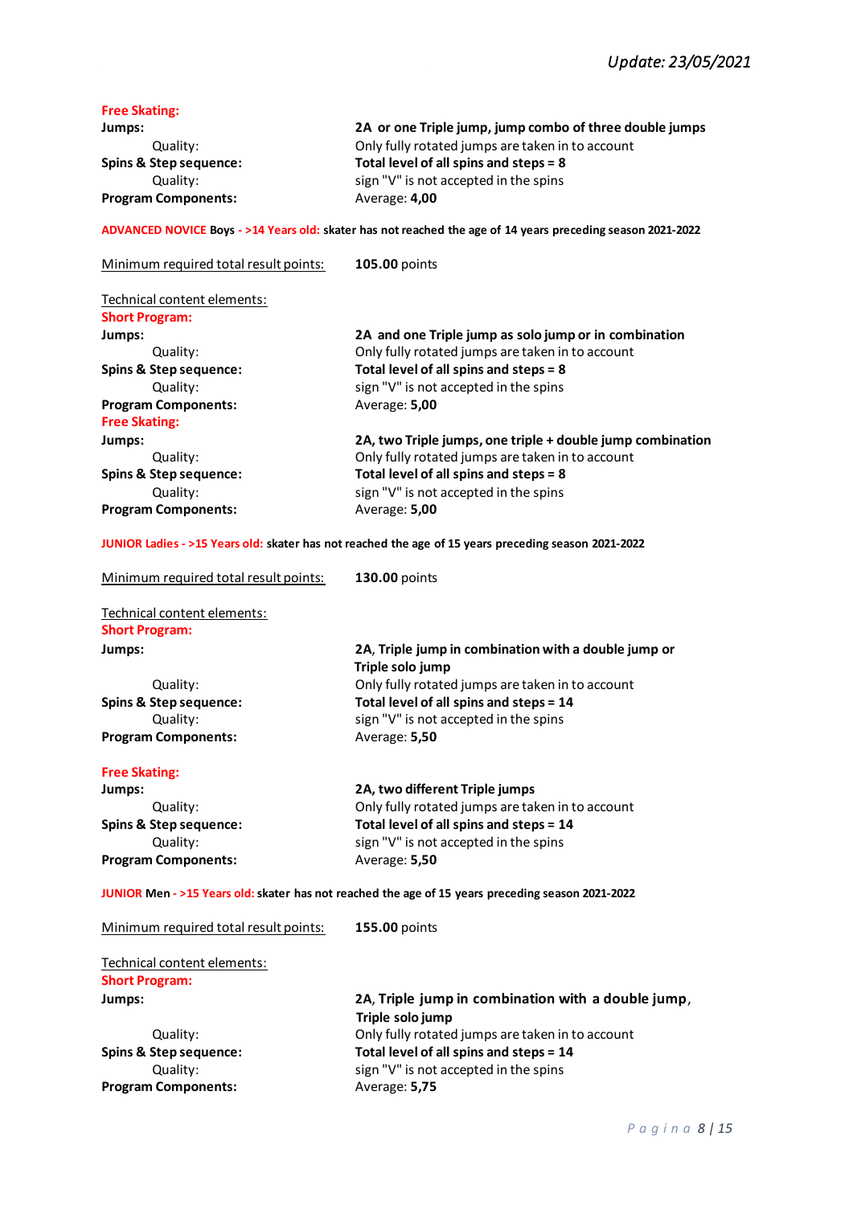*Update: 23/05/2021*

**Free Skating:**

**Jumps:** **2A or one Triple jump, jump combo of three double jumps**
Quality: Only fully rotated jumps are taken in to account
**Spins & Step sequence:** **Total level of all spins and steps = 8**
Quality: sign "V" is not accepted in the spins
**Program Components:** Average: **4,00**

**ADVANCED NOVICE Boys - >14 Years old: skater has not reached the age of 14 years preceding season 2021-2022**

Minimum required total result points: **105.00** points

Technical content elements:

**Short Program:**

**Jumps:** **2A and one Triple jump as solo jump or in combination**
Quality: Only fully rotated jumps are taken in to account
**Spins & Step sequence:** **Total level of all spins and steps = 8**
Quality: sign "V" is not accepted in the spins
**Program Components:** Average: **5,00**

**Free Skating:**

**Jumps:** **2A, two Triple jumps, one triple + double jump combination**
Quality: Only fully rotated jumps are taken in to account
**Spins & Step sequence:** **Total level of all spins and steps = 8**
Quality: sign "V" is not accepted in the spins
**Program Components:** Average: **5,00**

**JUNIOR Ladies - >15 Years old: skater has not reached the age of 15 years preceding season 2021-2022**

Minimum required total result points: **130.00** points

Technical content elements:

**Short Program:**

**Jumps:** **2A, Triple jump in combination with a double jump or Triple solo jump**
Quality: Only fully rotated jumps are taken in to account
**Spins & Step sequence:** **Total level of all spins and steps = 14**
Quality: sign "V" is not accepted in the spins
**Program Components:** Average: **5,50**

**Free Skating:**

**Jumps:** **2A, two different Triple jumps**
Quality: Only fully rotated jumps are taken in to account
**Spins & Step sequence:** **Total level of all spins and steps = 14**
Quality: sign "V" is not accepted in the spins
**Program Components:** Average: **5,50**

**JUNIOR Men - >15 Years old: skater has not reached the age of 15 years preceding season 2021-2022**

Minimum required total result points: **155.00** points

Technical content elements:

**Short Program:**

**Jumps:** **2A, Triple jump in combination with a double jump, Triple solo jump**
Quality: Only fully rotated jumps are taken in to account
**Spins & Step sequence:** **Total level of all spins and steps = 14**
Quality: sign "V" is not accepted in the spins
**Program Components:** Average: **5,75**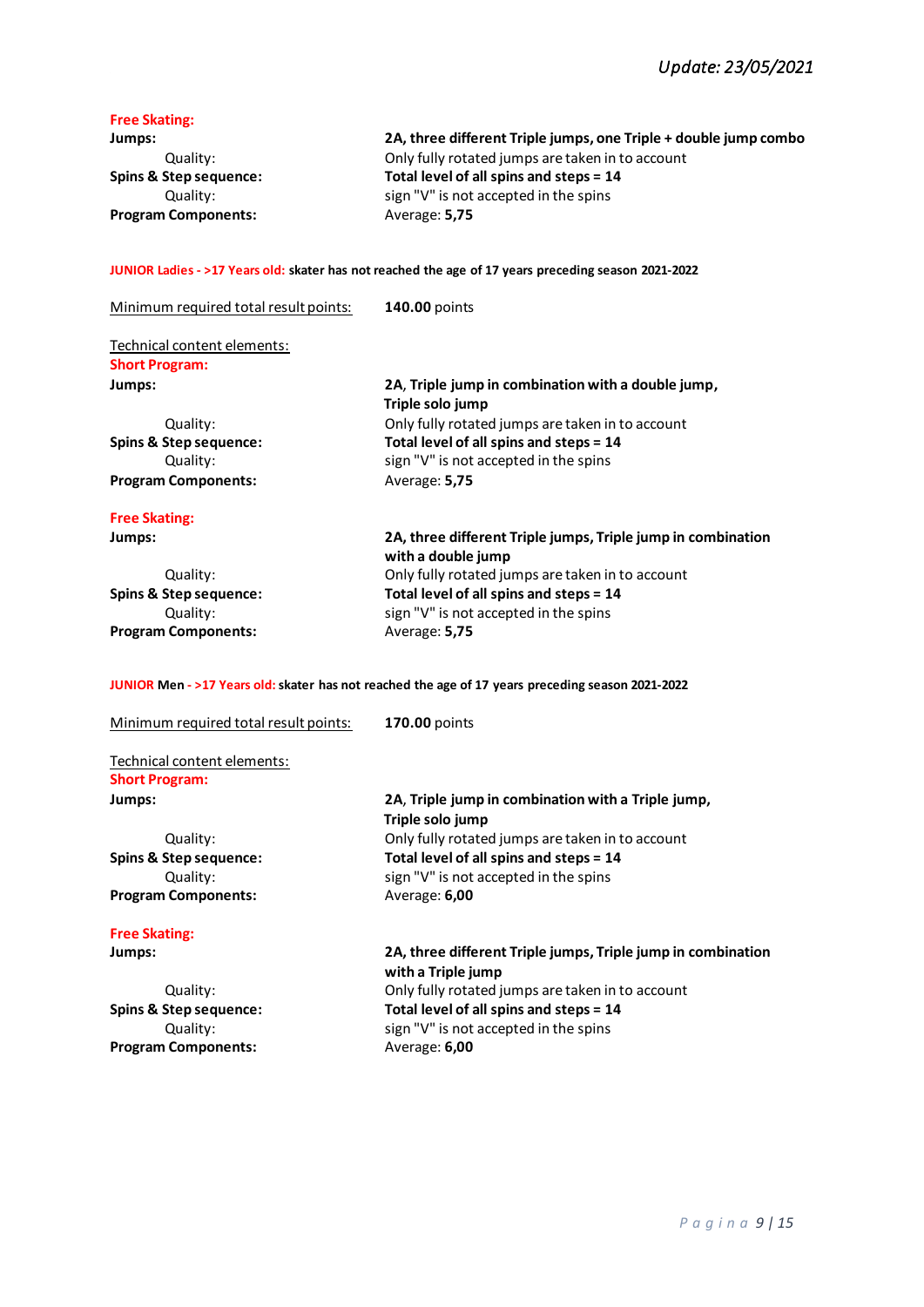*Update: 23/05/2021*

**Free Skating:**

| | |
|---|---|
| **Jumps:** | **2A, three different Triple jumps, one Triple + double jump combo** |
| Quality: | Only fully rotated jumps are taken in to account |
| **Spins & Step sequence:** | **Total level of all spins and steps = 14** |
| Quality: | sign "V" is not accepted in the spins |
| **Program Components:** | Average: **5,75** |

**JUNIOR Ladies - >17 Years old: skater has not reached the age of 17 years preceding season 2021-2022**

Minimum required total result points: **140.00** points

Technical content elements:

**Short Program:**

| | |
|---|---|
| **Jumps:** | **2A, Triple jump in combination with a double jump, Triple solo jump** |
| Quality: | Only fully rotated jumps are taken in to account |
| **Spins & Step sequence:** | **Total level of all spins and steps = 14** |
| Quality: | sign "V" is not accepted in the spins |
| **Program Components:** | Average: **5,75** |

**Free Skating:**

| | |
|---|---|
| **Jumps:** | **2A, three different Triple jumps, Triple jump in combination with a double jump** |
| Quality: | Only fully rotated jumps are taken in to account |
| **Spins & Step sequence:** | **Total level of all spins and steps = 14** |
| Quality: | sign "V" is not accepted in the spins |
| **Program Components:** | Average: **5,75** |

**JUNIOR Men - >17 Years old: skater has not reached the age of 17 years preceding season 2021-2022**

Minimum required total result points: **170.00** points

Technical content elements:

**Short Program:**

| | |
|---|---|
| **Jumps:** | **2A, Triple jump in combination with a Triple jump, Triple solo jump** |
| Quality: | Only fully rotated jumps are taken in to account |
| **Spins & Step sequence:** | **Total level of all spins and steps = 14** |
| Quality: | sign "V" is not accepted in the spins |
| **Program Components:** | Average: **6,00** |

**Free Skating:**

| | |
|---|---|
| **Jumps:** | **2A, three different Triple jumps, Triple jump in combination with a Triple jump** |
| Quality: | Only fully rotated jumps are taken in to account |
| **Spins & Step sequence:** | **Total level of all spins and steps = 14** |
| Quality: | sign "V" is not accepted in the spins |
| **Program Components:** | Average: **6,00** |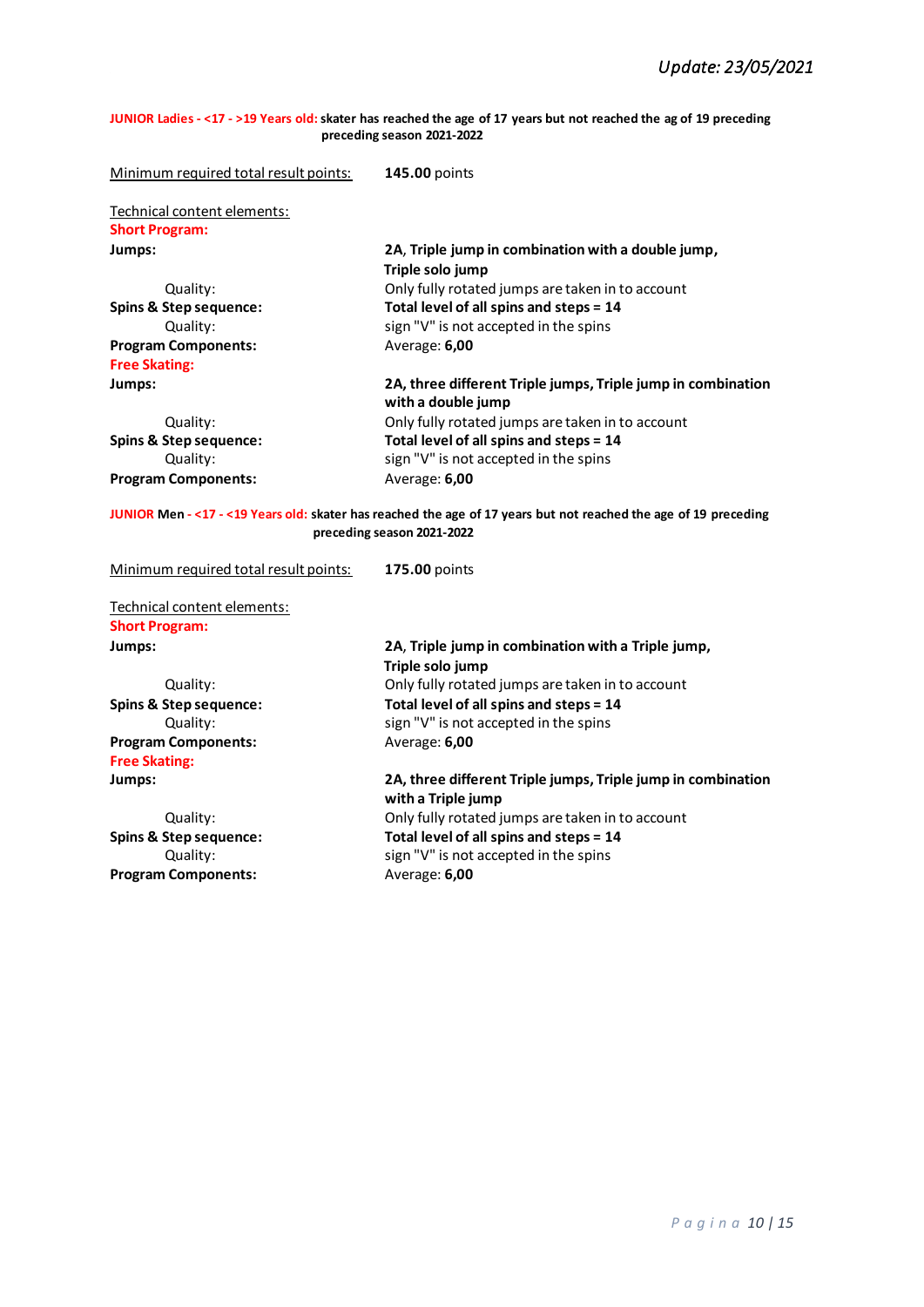*Update: 23/05/2021*

**JUNIOR Ladies - <17 - >19 Years old: skater has reached the age of 17 years but not reached the ag of 19 preceding preceding season 2021-2022**

| | |
|---|---|
| Minimum required total result points: | **145.00** points |
| Technical content elements: | |
| **Short Program:** | |
| **Jumps:** | **2A, Triple jump in combination with a double jump, Triple solo jump** |
| Quality: | Only fully rotated jumps are taken in to account |
| **Spins & Step sequence:** | **Total level of all spins and steps = 14** |
| Quality: | sign "V" is not accepted in the spins |
| **Program Components:** | Average: **6,00** |
| **Free Skating:** | |
| **Jumps:** | **2A, three different Triple jumps, Triple jump in combination with a double jump** |
| Quality: | Only fully rotated jumps are taken in to account |
| **Spins & Step sequence:** | **Total level of all spins and steps = 14** |
| Quality: | sign "V" is not accepted in the spins |
| **Program Components:** | Average: **6,00** |

**JUNIOR Men - <17 - <19 Years old: skater has reached the age of 17 years but not reached the age of 19 preceding preceding season 2021-2022**

| | |
|---|---|
| Minimum required total result points: | **175.00** points |
| Technical content elements: | |
| **Short Program:** | |
| **Jumps:** | **2A, Triple jump in combination with a Triple jump, Triple solo jump** |
| Quality: | Only fully rotated jumps are taken in to account |
| **Spins & Step sequence:** | **Total level of all spins and steps = 14** |
| Quality: | sign "V" is not accepted in the spins |
| **Program Components:** | Average: **6,00** |
| **Free Skating:** | |
| **Jumps:** | **2A, three different Triple jumps, Triple jump in combination with a Triple jump** |
| Quality: | Only fully rotated jumps are taken in to account |
| **Spins & Step sequence:** | **Total level of all spins and steps = 14** |
| Quality: | sign "V" is not accepted in the spins |
| **Program Components:** | Average: **6,00** |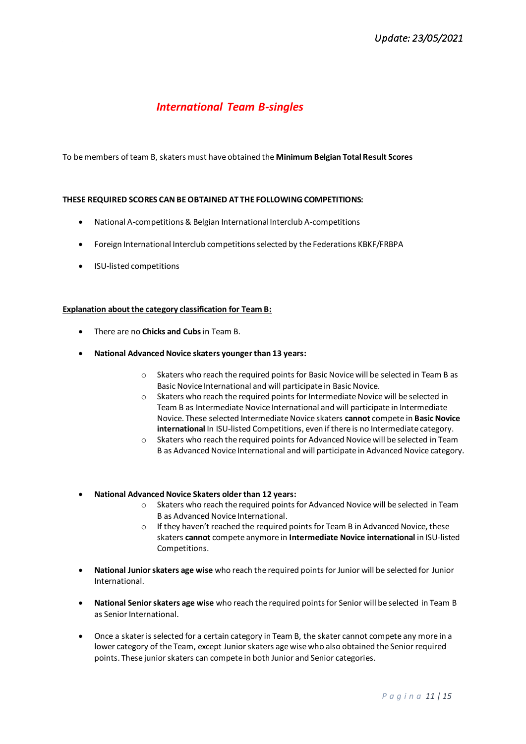*Update: 23/05/2021*

# *International Team B-singles*

To be members of team B, skaters must have obtained the **Minimum Belgian Total Result Scores**

**THESE REQUIRED SCORES CAN BE OBTAINED AT THE FOLLOWING COMPETITIONS:**

- National A-competitions & Belgian International Interclub A-competitions
- Foreign International Interclub competitions selected by the Federations KBKF/FRBPA
- ISU-listed competitions

**<u>Explanation about the category classification for Team B:</u>**

- There are no **Chicks and Cubs** in Team B.
- **National Advanced Novice skaters younger than 13 years:**
  - Skaters who reach the required points for Basic Novice will be selected in Team B as Basic Novice International and will participate in Basic Novice.
  - Skaters who reach the required points for Intermediate Novice will be selected in Team B as Intermediate Novice International and will participate in Intermediate Novice. These selected Intermediate Novice skaters **cannot** compete in **Basic Novice international** In ISU-listed Competitions, even if there is no Intermediate category.
  - Skaters who reach the required points for Advanced Novice will be selected in Team B as Advanced Novice International and will participate in Advanced Novice category.

- **National Advanced Novice Skaters older than 12 years:**
  - Skaters who reach the required points for Advanced Novice will be selected in Team B as Advanced Novice International.
  - If they haven't reached the required points for Team B in Advanced Novice, these skaters **cannot** compete anymore in **Intermediate Novice international** in ISU-listed Competitions.
- **National Junior skaters age wise** who reach the required points for Junior will be selected for Junior International.
- **National Senior skaters age wise** who reach the required points for Senior will be selected in Team B as Senior International.
- Once a skater is selected for a certain category in Team B, the skater cannot compete any more in a lower category of the Team, except Junior skaters age wise who also obtained the Senior required points. These junior skaters can compete in both Junior and Senior categories.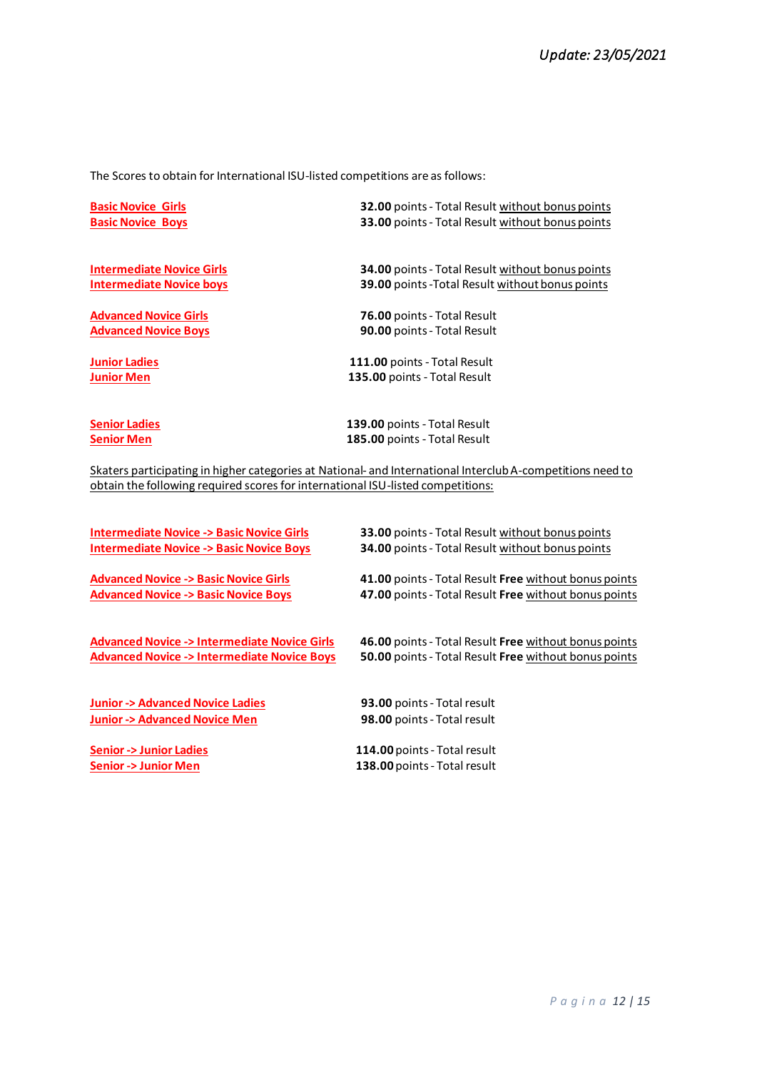*Update: 23/05/2021*

The Scores to obtain for International ISU-listed competitions are as follows:

| Category | Score |
|---|---|
| **Basic Novice Girls** | **32.00** points - Total Result without bonus points |
| **Basic Novice Boys** | **33.00** points - Total Result without bonus points |
| **Intermediate Novice Girls** | **34.00** points - Total Result without bonus points |
| **Intermediate Novice boys** | **39.00** points -Total Result without bonus points |
| **Advanced Novice Girls** | **76.00** points - Total Result |
| **Advanced Novice Boys** | **90.00** points - Total Result |
| **Junior Ladies** | **111.00** points - Total Result |
| **Junior Men** | **135.00** points - Total Result |
| **Senior Ladies** | **139.00** points - Total Result |
| **Senior Men** | **185.00** points - Total Result |

Skaters participating in higher categories at National- and International Interclub A-competitions need to obtain the following required scores for international ISU-listed competitions:

| Category | Score |
|---|---|
| **Intermediate Novice -> Basic Novice Girls** | **33.00** points - Total Result without bonus points |
| **Intermediate Novice -> Basic Novice Boys** | **34.00** points - Total Result without bonus points |
| **Advanced Novice -> Basic Novice Girls** | **41.00** points - Total Result **Free** without bonus points |
| **Advanced Novice -> Basic Novice Boys** | **47.00** points - Total Result **Free** without bonus points |
| **Advanced Novice -> Intermediate Novice Girls** | **46.00** points - Total Result **Free** without bonus points |
| **Advanced Novice -> Intermediate Novice Boys** | **50.00** points - Total Result **Free** without bonus points |
| **Junior -> Advanced Novice Ladies** | **93.00** points - Total result |
| **Junior -> Advanced Novice Men** | **98.00** points - Total result |
| **Senior -> Junior Ladies** | **114.00** points - Total result |
| **Senior -> Junior Men** | **138.00** points - Total result |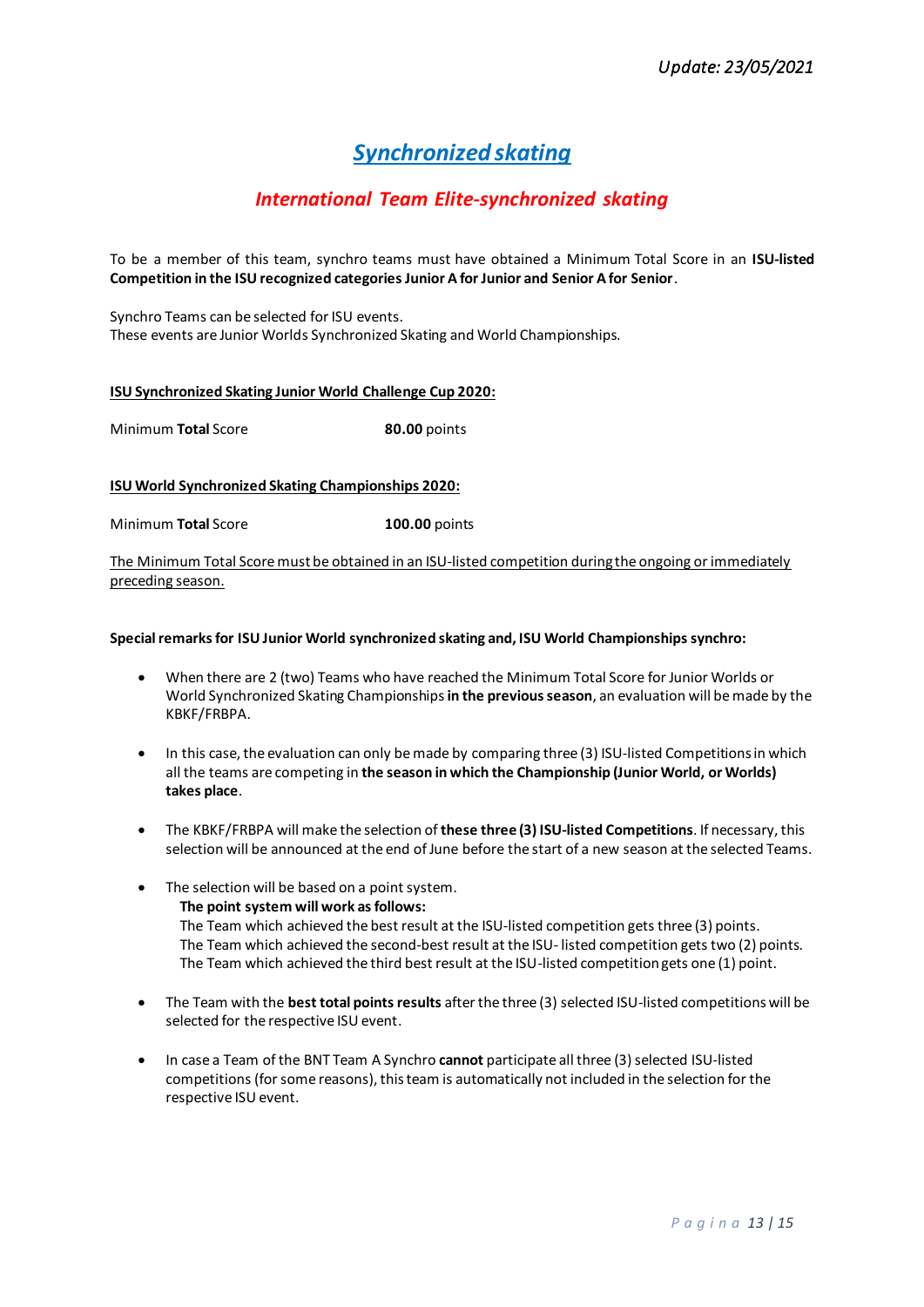*Update: 23/05/2021*

# Synchronized skating

## *International Team Elite-synchronized skating*

To be a member of this team, synchro teams must have obtained a Minimum Total Score in an **ISU-listed Competition in the ISU recognized categories Junior A for Junior and Senior A for Senior**.

Synchro Teams can be selected for ISU events.
These events are Junior Worlds Synchronized Skating and World Championships.

**ISU Synchronized Skating Junior World Challenge Cup 2020:**

Minimum **Total** Score **80.00** points

**ISU World Synchronized Skating Championships 2020:**

Minimum **Total** Score **100.00** points

The Minimum Total Score must be obtained in an ISU-listed competition during the ongoing or immediately preceding season.

**Special remarks for ISU Junior World synchronized skating and, ISU World Championships synchro:**

- When there are 2 (two) Teams who have reached the Minimum Total Score for Junior Worlds or World Synchronized Skating Championships **in the previous season**, an evaluation will be made by the KBKF/FRBPA.
- In this case, the evaluation can only be made by comparing three (3) ISU-listed Competitions in which all the teams are competing in **the season in which the Championship (Junior World, or Worlds) takes place**.
- The KBKF/FRBPA will make the selection of **these three (3) ISU-listed Competitions**. If necessary, this selection will be announced at the end of June before the start of a new season at the selected Teams.
- The selection will be based on a point system.
  **The point system will work as follows:**
  The Team which achieved the best result at the ISU-listed competition gets three (3) points.
  The Team which achieved the second-best result at the ISU- listed competition gets two (2) points.
  The Team which achieved the third best result at the ISU-listed competition gets one (1) point.
- The Team with the **best total points results** after the three (3) selected ISU-listed competitions will be selected for the respective ISU event.
- In case a Team of the BNT Team A Synchro **cannot** participate all three (3) selected ISU-listed competitions (for some reasons), this team is automatically not included in the selection for the respective ISU event.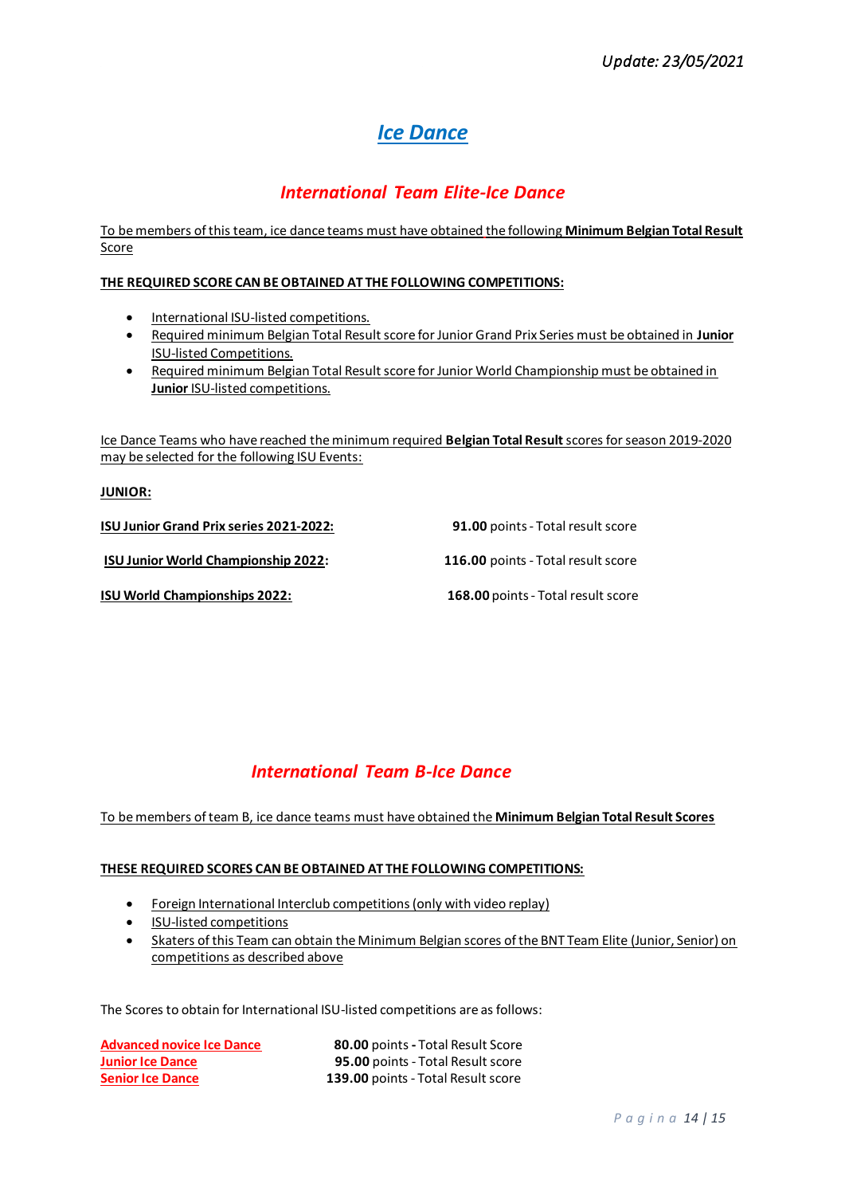*Update: 23/05/2021*

# *Ice Dance*

## *International Team Elite-Ice Dance*

To be members of this team, ice dance teams must have obtained the following **Minimum Belgian Total Result** Score

**THE REQUIRED SCORE CAN BE OBTAINED AT THE FOLLOWING COMPETITIONS:**

- International ISU-listed competitions.
- Required minimum Belgian Total Result score for Junior Grand Prix Series must be obtained in **Junior** ISU-listed Competitions.
- Required minimum Belgian Total Result score for Junior World Championship must be obtained in **Junior** ISU-listed competitions.

Ice Dance Teams who have reached the minimum required **Belgian Total Result** scores for season 2019-2020 may be selected for the following ISU Events:

**JUNIOR:**

| | |
|---|---|
| **ISU Junior Grand Prix series 2021-2022:** | **91.00** points - Total result score |
| **ISU Junior World Championship 2022:** | **116.00** points - Total result score |
| **ISU World Championships 2022:** | **168.00** points - Total result score |

## *International Team B-Ice Dance*

To be members of team B, ice dance teams must have obtained the **Minimum Belgian Total Result Scores**

**THESE REQUIRED SCORES CAN BE OBTAINED AT THE FOLLOWING COMPETITIONS:**

- Foreign International Interclub competitions (only with video replay)
- ISU-listed competitions
- Skaters of this Team can obtain the Minimum Belgian scores of the BNT Team Elite (Junior, Senior) on competitions as described above

The Scores to obtain for International ISU-listed competitions are as follows:

| | |
|---|---|
| **Advanced novice Ice Dance** | **80.00** points **-** Total Result Score |
| **Junior Ice Dance** | **95.00** points - Total Result score |
| **Senior Ice Dance** | **139.00** points - Total Result score |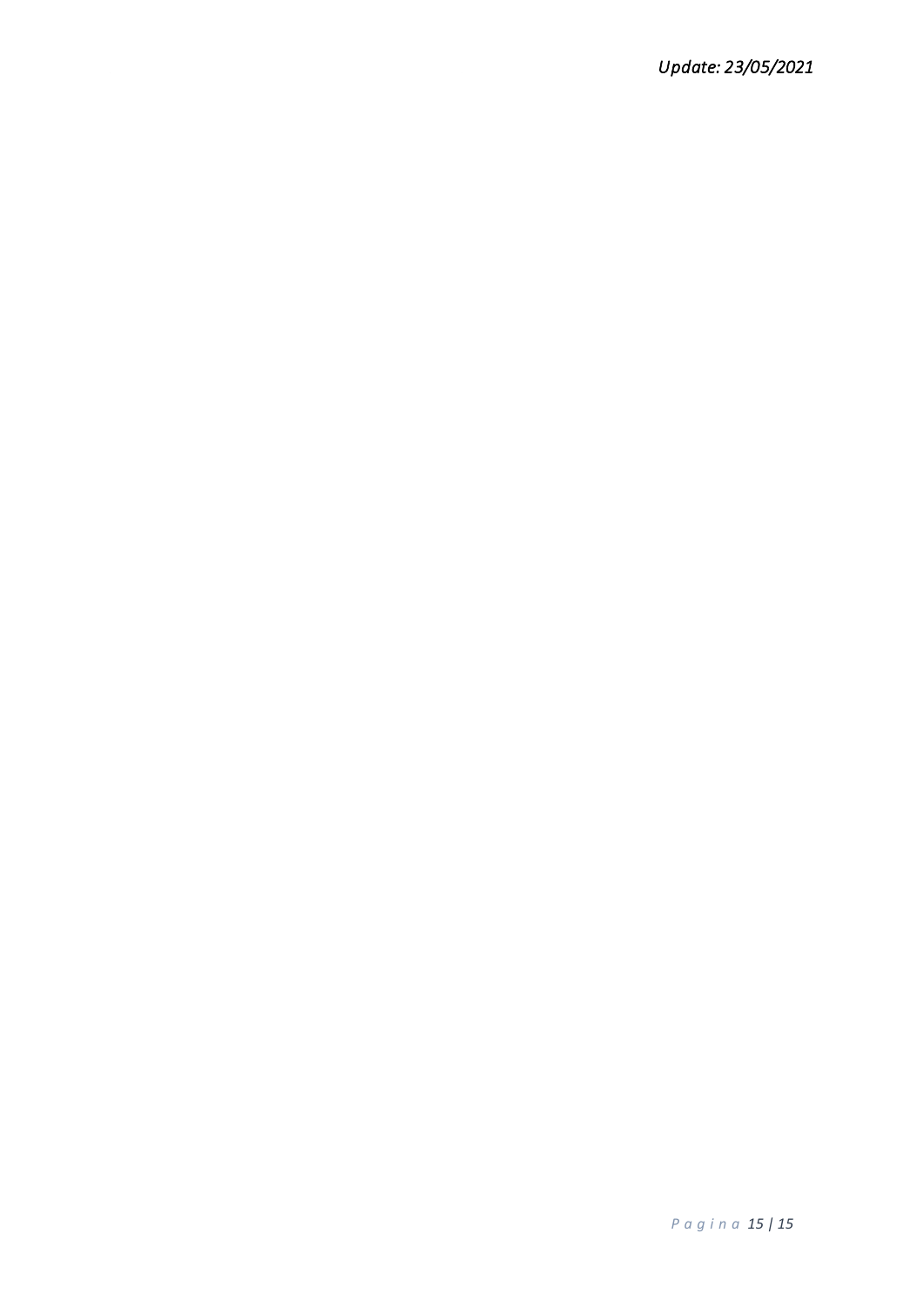*Update: 23/05/2021*